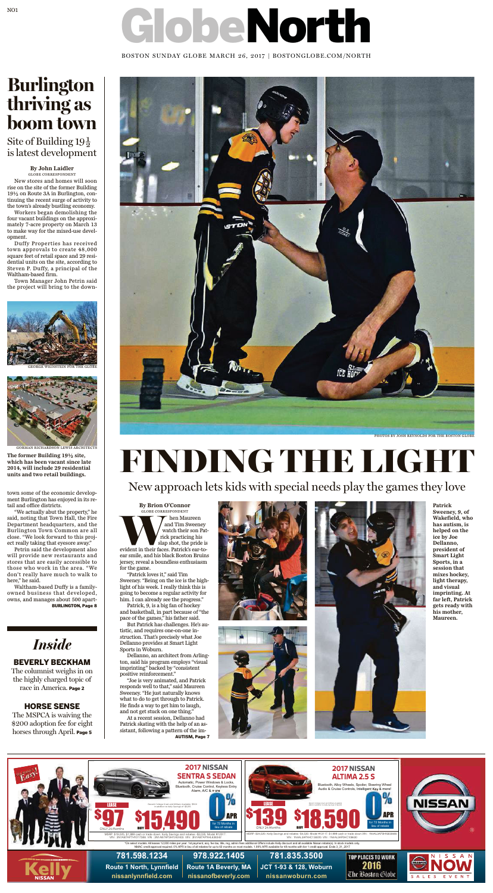# GlobeNorth

# Burlington thriving as boom town

## Site of Building 19½ is latest development

**By John Laidler**
GLOBE CORRESPONDENT

New stores and homes will soon rise on the site of the former Building 19½ on Route 3A in Burlington, continuing the recent surge of activity to the town's already bustling economy.

Workers began demolishing the four vacant buildings on the approximately 7-acre property on March 13 to make way for the mixed-use development.

Duffy Properties has received town approvals to create 48,000 square feet of retail space and 29 residential units on the site, according to Steven P. Duffy, a principal of the Waltham-based firm.

Town Manager John Petrin said the project will bring to the downtown some of the economic development Burlington has enjoyed in its retail and office districts.

GEORGE WEINSTEIN FOR THE GLOBE

GORMAN RICHARDSON LEWIS ARCHITECTS

**The former Building 19½ site, which has been vacant since late 2014, will include 29 residential units and two retail buildings.**

"We actually abut the property," he said, noting that Town Hall, the Fire Department headquarters, and the Burlington Town Common are all close. "We look forward to this project really taking that eyesore away."

Petrin said the development also will provide new restaurants and stores that are easily accessible to those who work in the area. "We don't really have much to walk to here," he said.

Waltham-based Duffy is a family-owned business that developed, owns, and manages about 500 apart-

**BURLINGTON, Page 8**

## *Inside*

**BEVERLY BECKHAM**
The columnist weighs in on the highly charged topic of race in America. **Page 2**

**HORSE SENSE**
The MSPCA is waiving the $200 adoption fee for eight horses through April. **Page 5**

PHOTOS BY JOSH REYNOLDS FOR THE BOSTON GLOBE

# FINDING THE LIGHT

## New approach lets kids with special needs play the games they love

**By Brion O'Connor**
GLOBE CORRESPONDENT

When Maureen and Tim Sweeney watch their son Patrick practicing his slap shot, the pride is evident in their faces. Patrick's ear-to-ear smile, and his black Boston Bruins jersey, reveal a boundless enthusiasm for the game.

"Patrick loves it," said Tim Sweeney. "Being on the ice is the highlight of his week. I really think this is going to become a regular activity for him. I can already see the progress."

Patrick, 9, is a big fan of hockey and basketball, in part because of "the pace of the games," his father said.

But Patrick has challenges. He's autistic, and requires one-on-one instruction. That's precisely what Joe Dellanno provides at Smart Light Sports in Woburn.

Dellanno, an architect from Arlington, said his program employs "visual imprinting" backed by "consistent positive reinforcement."

"Joe is very animated, and Patrick responds well to that," said Maureen Sweeney. "He just naturally knows what to do to get through to Patrick. He finds a way to get him to laugh, and not get stuck on one thing."

At a recent session, Dellanno had Patrick skating with the help of an assistant, following a pattern of the im-

**AUTISM, Page 7**

**Patrick Sweeney, 9, of Wakefield, who has autism, is helped on the ice by Joe Dellanno, president of Smart Light Sports, in a session that mixes hockey, light therapy, and visual imprinting. At far left, Patrick gets ready with his mother, Maureen.**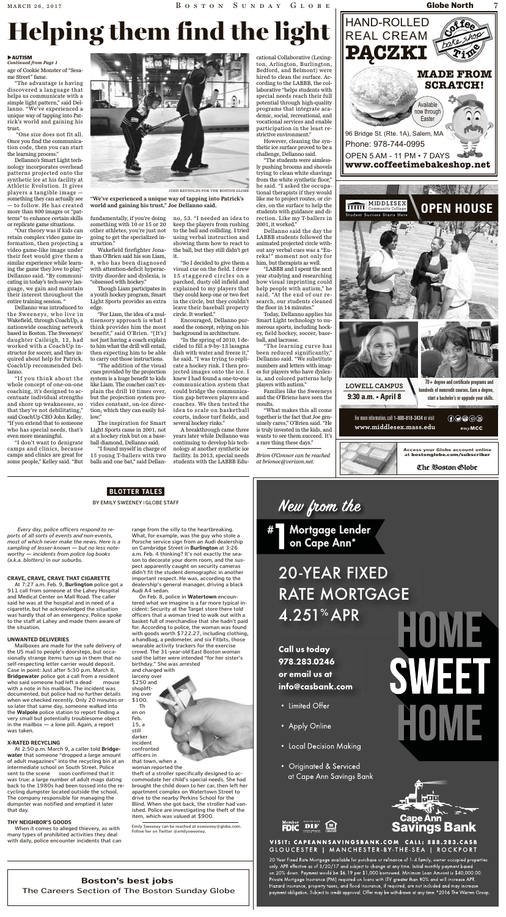# Helping them find the light

▶**AUTISM**
*Continued from Page 1*

age of Cookie Monster of "Sesame Street" fame.

"The advantage is having discovered a language that helps us communicate with a simple light pattern," said Dellanno. "We've experienced a unique way of tapping into Patrick's world and gaining his trust.

"One size does not fit all. Once you find the communication code, then you can start the learning process."

Dellanno's Smart Light technology incorporates overhead patterns projected onto the synthetic ice at his facility at Athletic Evolution. It gives players a tangible image — something they can actually see — to follow. He has created more than 800 images or "patterns" to enhance certain skills or replicate game situations.

"Our theory was if kids can retain complex video game information, then projecting a video game-like image under their feet would give them a similar experience while learning the game they love to play," Dellanno said. "By communicating in today's tech-savvy language, we gain and maintain their interest throughout the entire training session."

Dellanno was introduced to the Sweeneys, who live in Wakefield, through CoachUp, a nationwide coaching network based in Boston. The Sweeneys' daughter Caileigh, 12, had worked with a CoachUp instructor for soccer, and they inquired about help for Patrick. CoachUp recommended Dellanno.

"If you think about the whole concept of one-on-one coaching, it's designed to accentuate individual strengths and shore up weaknesses, so that they're not debilitating," said CoachUp CEO John Kelley. "If you extend that to someone who has special needs, that's even more meaningful.

"I don't want to denigrate camps and clinics, because camps and clinics are great for some people," Kelley said. "But fundamentally, if you're doing something with 10 or 15 or 20 other athletes, you're just not going to get the specialized instruction."

JOSH REYNOLDS FOR THE BOSTON GLOBE

**"We've experienced a unique way of tapping into Patrick's world and gaining his trust," Joe Dellanno said.**

Wakefield firefighter Jonathan O'Brien said his son Liam, 8, who has been diagnosed with attention-deficit hyperactivity disorder and dyslexia, is "obsessed with hockey."

Though Liam participates in a youth hockey program, Smart Light Sports provides an extra edge.

"For Liam, the idea of a multisensory approach is what I think provides him the most benefit," said O'Brien. "[It's] not just having a coach explain to him what the drill will entail, then expecting him to be able to carry out those instructions.

"The addition of the visual cues provided by the projection system is a huge benefit to kids like Liam. The coaches can't explain the drill 10 times over, but the projection system provides constant, on-ice direction, which they can easily follow."

The inspiration for Smart Light Sports came in 2001, not at a hockey rink but on a baseball diamond, Dellanno said.

"I found myself in charge of 15 young T-ballers with two balls and one bat," said Dellanno, 53. "I needed an idea to keep the players from rushing to the ball and colliding. I tried using verbal instruction and showing them how to react to the ball, but they still didn't get it.

"So I decided to give them a visual cue on the field. I drew 15 staggered circles on a parched, dusty old infield and explained to my players that they could keep one or two feet in the circle, but they couldn't leave their baseball property circle. It worked."

Encouraged, Dellanno pursued the concept, relying on his background in architecture.

"In the spring of 2010, I decided to fill a 9-by-13 lasagna dish with water and freeze it," he said. "I was trying to replicate a hockey rink. I then projected images onto the ice. I knew I had found a one-to-one communication system that could bridge the communication gap between players and coaches. We then tested the idea to scale on basketball courts, indoor turf fields, and several hockey rinks."

A breakthrough came three years later while Dellanno was continuing to develop his technology at another synthetic ice facility. In 2013, special needs students with the LABBB Educational Collaborative (Lexington, Arlington, Burlington, Bedford, and Belmont) were hired to clean the surface. According to the LABBB, the collaborative "helps students with special needs reach their full potential through high-quality programs that integrate academic, social, recreational, and vocational services and enable participation in the least restrictive environment."

However, cleaning the synthetic ice surface proved to be a challenge, Dellanno said.

"The students were aimlessly pushing brooms and shovels trying to clean white shavings from the white synthetic floor," he said. "I asked the occupational therapists if they would like me to project routes, or circles, on the surface to help the students with guidance and direction. Like my T-ballers in 2001, it worked."

Dellanno said the day the LABBB students followed the animated projected circle without any verbal cues was a "Eureka!" moment not only for him, but therapists as well.

"LABBB and I spent the next year studying and researching how visual imprinting could help people with autism," he said. "At the end of our research, our students cleaned the floor in 14 minutes."

Today, Dellanno applies his Smart Light technology to numerous sports, including hockey, field hockey, soccer, baseball, and lacrosse.

"The learning curve has been reduced significantly," Dellanno said. "We substitute numbers and letters with images for players who have dyslexia, and colored patterns help players with autism."

Families like the Sweeneys and the O'Briens have seen the results.

"What makes this all come together is the fact that Joe genuinely cares," O'Brien said. "He is truly invested in the kids, and wants to see them succeed. It's a rare thing these days."

*Brion O'Connor can be reached at brionoc@verizon.net.*

---

HAND-ROLLED REAL CREAM **PACZKI**

Coffee Time bake shop

**MADE FROM SCRATCH!**

Available now through Easter

96 Bridge St. (Rte. 1A), Salem, MA
Phone: 978-744-0995
OPEN 5 AM - 11 PM • 7 DAYS
**www.coffeetimebakeshop.net**

---

MIDDLESEX Community College — Student Success Starts Here

**OPEN HOUSE**

**LOWELL CAMPUS**
**9:30 a.m. • April 8**

70+ degree and certificate programs and hundreds of noncredit courses. Earn a degree, start a bachelor's or upgrade your skills.

For more information, call 1-800-818-3434 or visit **www.middlesex.mass.edu**

#myMCC

---

Access your Globe account online at **bostonglobe.com/subscriber**

The Boston Globe

---

## BLOTTER TALES

BY EMILY SWEENEY | GLOBE STAFF

*Every day, police officers respond to reports of all sorts of events and non-events, most of which never make the news. Here is a sampling of lesser-known — but no less noteworthy — incidents from police log books (a.k.a. blotters) in our suburbs.*

**CRAVE, CRAVE, CRAVE THAT CIGARETTE**

At 7:27 a.m. Feb. 9, **Burlington** police got a 911 call from someone at the Lahey Hospital and Medical Center on Mall Road. The caller said he was at the hospital and in need of a cigarette, but he acknowledged the situation was hardly that of an emergency. Police spoke to the staff at Lahey and made them aware of the situation.

**UNWANTED DELIVERIES**

Mailboxes are made for the safe delivery of the US mail to people's doorsteps, but occasionally strange items turn up in them that no self-respecting letter carrier would deposit. Case in point: Just after 5:30 p.m. March 8, **Bridgewater** police got a call from a resident who said someone had left a dead mouse with a note in his mailbox. The incident was documented, but police had no further details when we checked recently. Only 20 minutes or so later that same day, someone walked into the **Walpole** police station to report finding a very small but potentially troublesome object in the mailbox — a lone pill. Again, a report was taken.

**X-RATED RECYCLING**

At 2:50 p.m. March 9, a caller told **Bridgewater** that someone "dropped a large amount of adult magazines" into the recycling bin at an intermediate school on South Street. Police sent to the scene soon confirmed that it was true: a large number of adult mags dating back to the 1980s had been tossed into the recycling dumpster located outside the school. The company responsible for managing the dumpster was notified and emptied it later that day.

**THY NEIGHBOR'S GOODS**

When it comes to alleged thievery, as with many types of prohibited activities they deal with daily, police encounter incidents that can range from the silly to the heartbreaking. What, for example, was the guy who stole a Porsche service sign from an Audi dealership on Cambridge Street in **Burlington** at 3:26 a.m. Feb. 4 thinking? It's not exactly the season to decorate your dorm room, and the suspect apparently caught on security cameras didn't fit the student demographic in another important respect. He was, according to the dealership's general manager, driving a black Audi A4 sedan.

On Feb. 8, police in **Watertown** encountered what we imagine is a far more typical incident: Security at the Target store there told officers that a woman tried to walk out with a basket full of merchandise that she hadn't paid for. According to police, the woman was found with goods worth $722.27, including clothing, a handbag, a pedometer, and six Fitbits, those wearable activity trackers for the exercise crowd. The 31-year-old East Boston woman said the latter were intended "for her sister's birthday." She was arrested and charged with larceny over $250 and shoplifting over $100.

Then on Feb. 15, a still darker incident confronted officers in that town, when a woman reported the theft of a stroller specifically designed to accommodate her child's special needs. She had brought the child down to her car, then left her apartment complex on Watertown Street to drive to the nearby Perkins School for the Blind. When she got back, the stroller had vanished. Police are investigating the theft of the item, which was valued at $900.

Emily Sweeney can be reached at esweeney@globe.com. Follow her on Twitter @emilysweeney.

---

*New from the*

**#1 Mortgage Lender on Cape Ann***

20-YEAR FIXED RATE MORTGAGE 4.251% APR

**Call us today 978.283.0246 or email us at info@casbank.com**

- Limited Offer
- Apply Online
- Local Decision Making
- Originated & Serviced at Cape Ann Savings Bank

HOME SWEET HOME

Cape Ann Savings Bank

Member FDIC DIF

**VISIT: CAPEANNSAVINGSBANK.COM CALL: 888.283.CASB**
GLOUCESTER | MANCHESTER-BY-THE-SEA | ROCKPORT

20 Year Fixed Rate Mortgage available for purchase or refinance of 1-4 family, owner occupied properties only. APR effective as of 3/20/17 and subject to change at any time. Initial monthly payment based on 20% down. Payment would be $6.19 per $1,000 borrowed. Minimum Loan Amount is $40,000.00. Private Mortgage Insurance (PMI) required on loans with LTV greater than 80% and will increase APR. Hazard insurance, property taxes, and flood insurance, if required, are not included and may increase payment obligation. Subject to credit approval. Offer may be withdrawn at any time. *2016 The Warren Group.

---

**Boston's best jobs**
The Careers Section of The Boston Sunday Globe